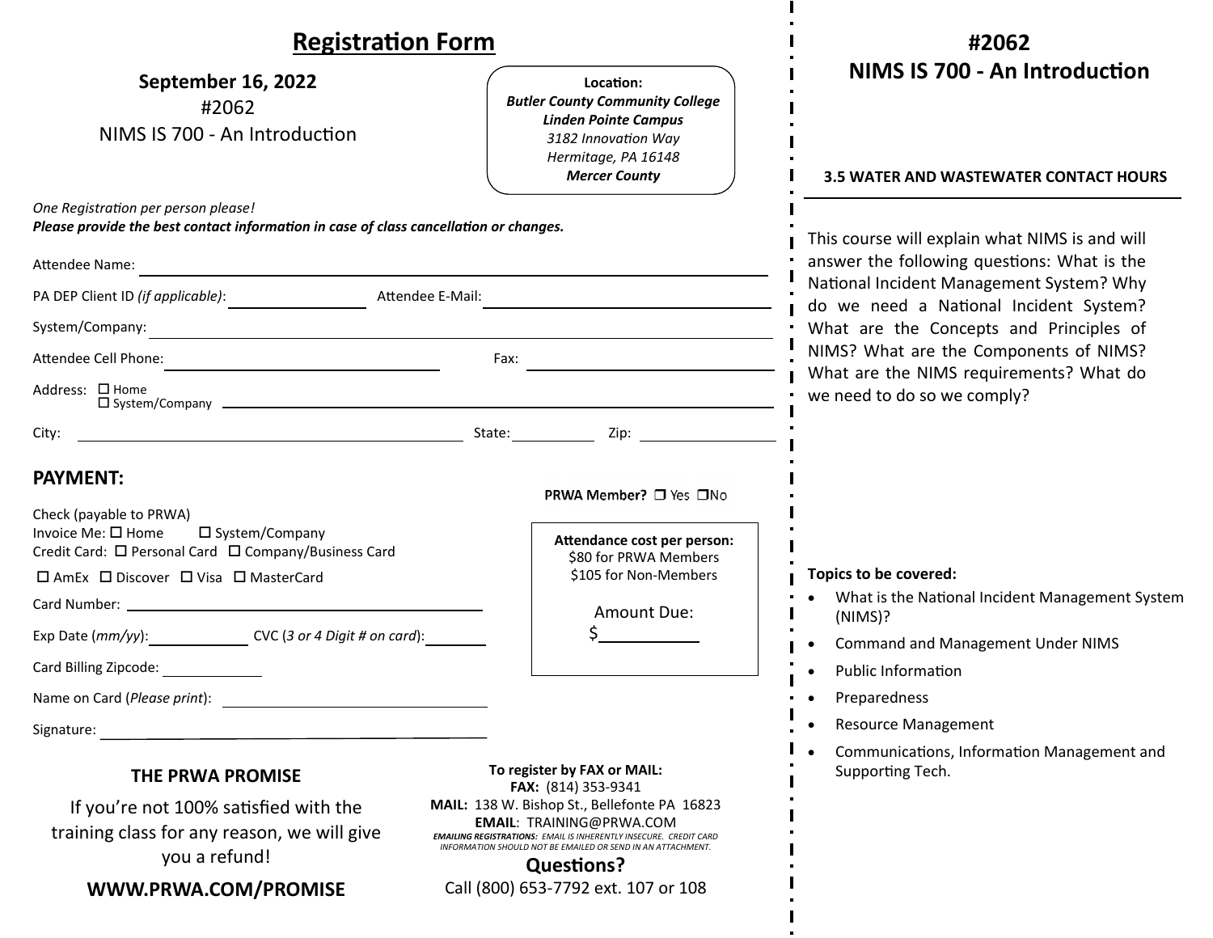# Registration Form

**September 16, 2022**
#2062
NIMS IS 700 - An Introduction

**Location:**
***Butler County Community College***
***Linden Pointe Campus***
*3182 Innovation Way*
*Hermitage, PA 16148*
***Mercer County***

*One Registration per person please!*
***Please provide the best contact information in case of class cancellation or changes.***

Attendee Name: ______________________________

PA DEP Client ID *(if applicable)*: ______________ Attendee E-Mail: ______________________

System/Company: ______________________________

Attendee Cell Phone: ______________________ Fax: ______________________

Address: ☐ Home ☐ System/Company ______________________________

City: ______________________ State: __________ Zip: __________

## PAYMENT:

**PRWA Member?** ☐ Yes ☐ No

Check (payable to PRWA)
Invoice Me: ☐ Home ☐ System/Company
Credit Card: ☐ Personal Card ☐ Company/Business Card
☐ AmEx ☐ Discover ☐ Visa ☐ MasterCard

Card Number: ______________________________

Exp Date (*mm/yy*): __________ CVC (*3 or 4 Digit # on card*): __________

Card Billing Zipcode: __________

Name on Card (*Please print*): ______________________

Signature: ______________________

**Attendance cost per person:**
$80 for PRWA Members
$105 for Non-Members

Amount Due:
$__________

### THE PRWA PROMISE

If you're not 100% satisfied with the training class for any reason, we will give you a refund!

**WWW.PRWA.COM/PROMISE**

**To register by FAX or MAIL:**
**FAX:** (814) 353-9341
**MAIL:** 138 W. Bishop St., Bellefonte PA 16823
**EMAIL**: TRAINING@PRWA.COM
***EMAILING REGISTRATIONS:*** *EMAIL IS INHERENTLY INSECURE. CREDIT CARD INFORMATION SHOULD NOT BE EMAILED OR SEND IN AN ATTACHMENT.*

**Questions?**
Call (800) 653-7792 ext. 107 or 108

# #2062 NIMS IS 700 - An Introduction

**3.5 WATER AND WASTEWATER CONTACT HOURS**

This course will explain what NIMS is and will answer the following questions: What is the National Incident Management System? Why do we need a National Incident System? What are the Concepts and Principles of NIMS? What are the Components of NIMS? What are the NIMS requirements? What do we need to do so we comply?

**Topics to be covered:**

- What is the National Incident Management System (NIMS)?
- Command and Management Under NIMS
- Public Information
- Preparedness
- Resource Management
- Communications, Information Management and Supporting Tech.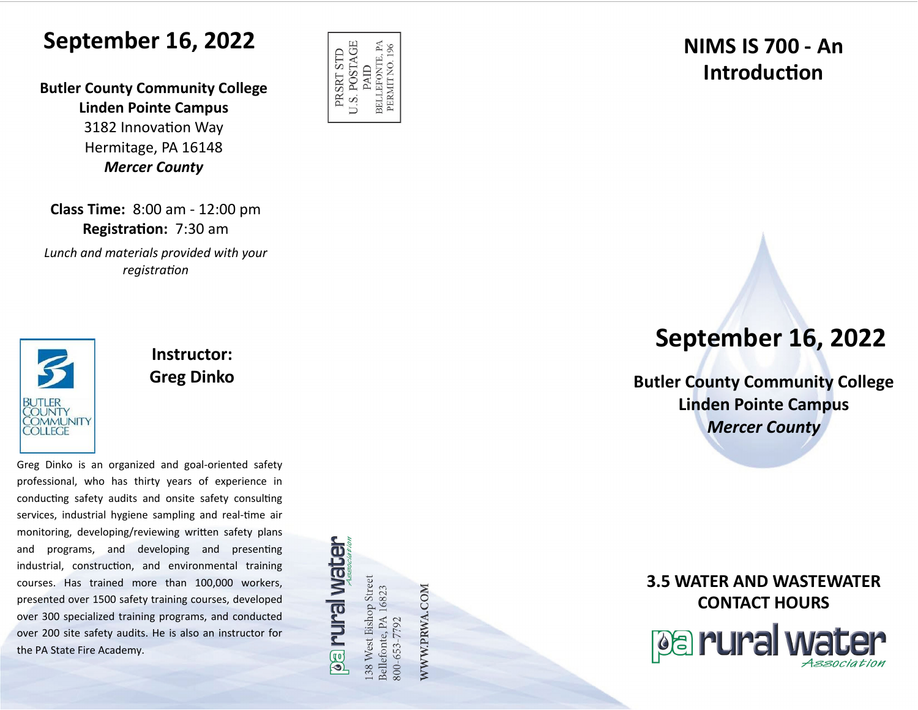## September 16, 2022

**Butler County Community College**
**Linden Pointe Campus**
3182 Innovation Way
Hermitage, PA 16148
***Mercer County***

**Class Time:** 8:00 am - 12:00 pm
**Registration:** 7:30 am

*Lunch and materials provided with your registration*

BUTLER COUNTY COMMUNITY COLLEGE

**Instructor:**
**Greg Dinko**

Greg Dinko is an organized and goal-oriented safety professional, who has thirty years of experience in conducting safety audits and onsite safety consulting services, industrial hygiene sampling and real-time air monitoring, developing/reviewing written safety plans and programs, and developing and presenting industrial, construction, and environmental training courses. Has trained more than 100,000 workers, presented over 1500 safety training courses, developed over 300 specialized training programs, and conducted over 200 site safety audits. He is also an instructor for the PA State Fire Academy.

PRSRT STD
U.S. POSTAGE
PAID
BELLEFONTE, PA
PERMIT NO. 196

pa rural water Association
138 West Bishop Street
Bellefonte, PA 16823
800-653-7792

WWW.PRWA.COM

# NIMS IS 700 - An Introduction

## September 16, 2022

**Butler County Community College**
**Linden Pointe Campus**
***Mercer County***

**3.5 WATER AND WASTEWATER CONTACT HOURS**

pa rural water Association